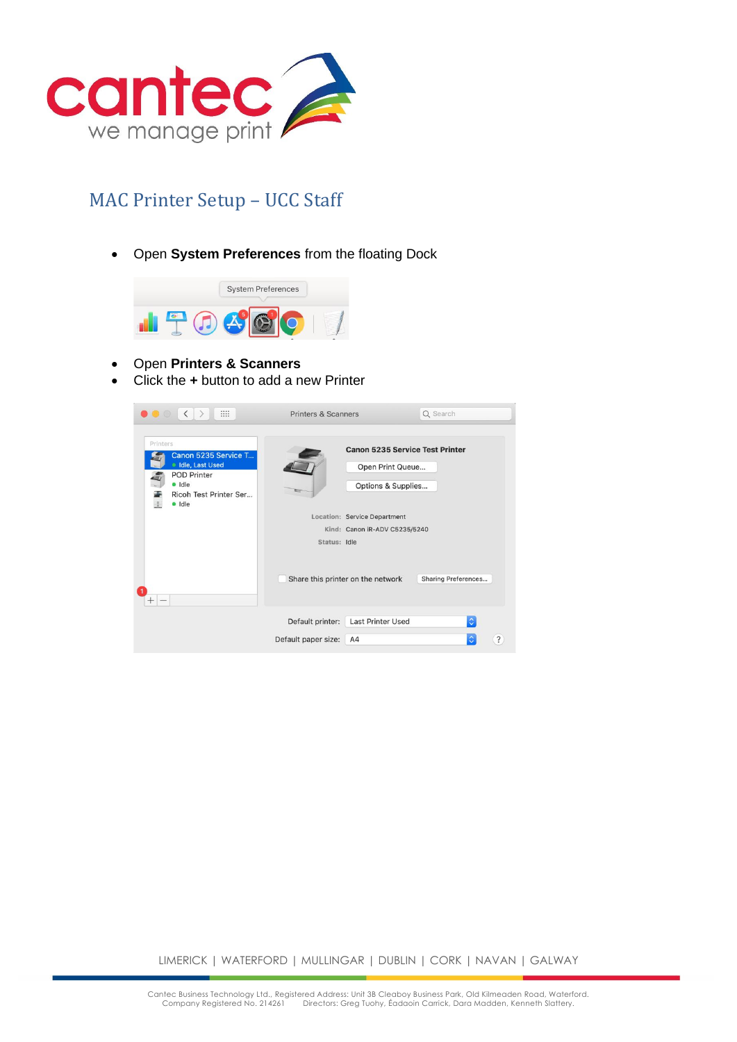# MAC Printer Setup – UCC Staff

- Open **System Preferences** from the floating Dock

- Open **Printers & Scanners**
- Click the **+** button to add a new Printer

LIMERICK | WATERFORD | MULLINGAR | DUBLIN | CORK | NAVAN | GALWAY

Cantec Business Technology Ltd., Registered Address: Unit 3B Cleaboy Business Park, Old Kilmeaden Road, Waterford.
Company Registered No. 214261 Directors: Greg Tuohy, Éadaoin Carrick, Dara Madden, Kenneth Slattery.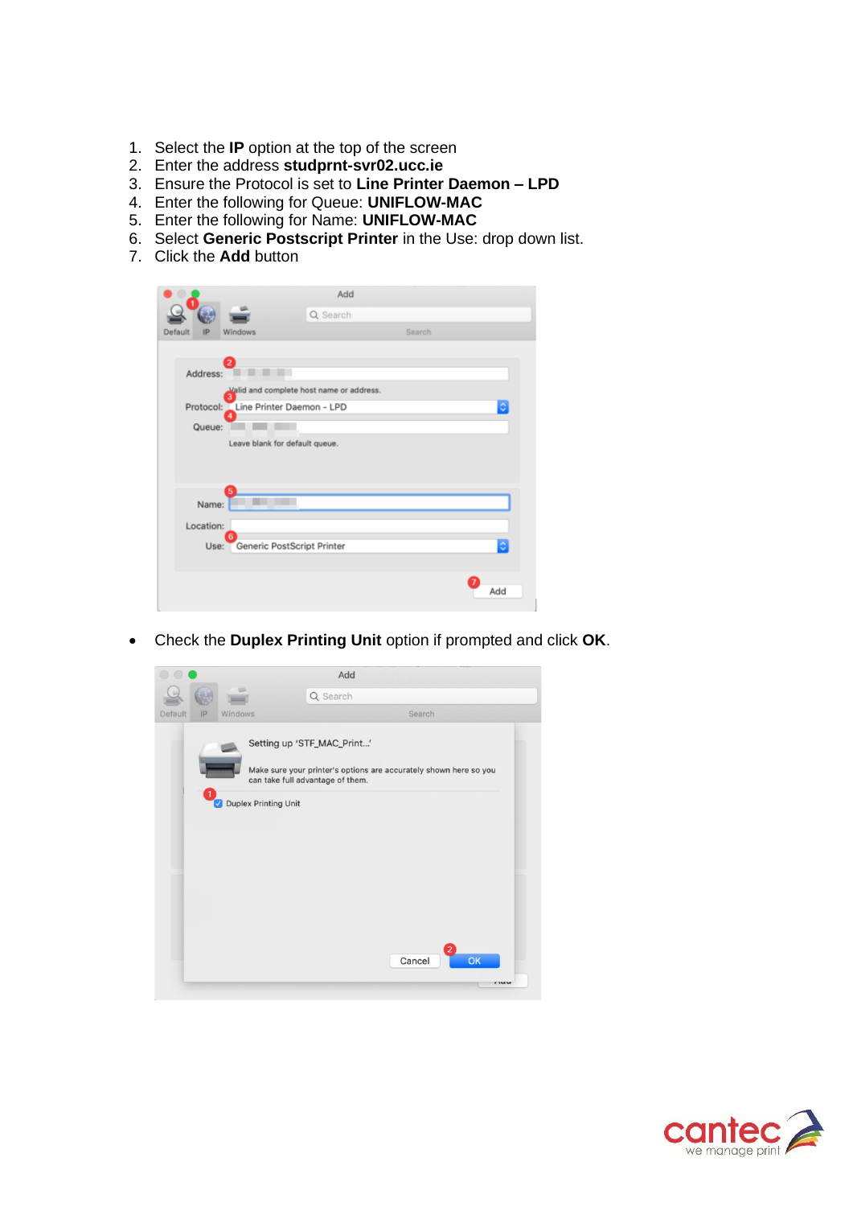1. Select the **IP** option at the top of the screen
2. Enter the address **studprnt-svr02.ucc.ie**
3. Ensure the Protocol is set to **Line Printer Daemon – LPD**
4. Enter the following for Queue: **UNIFLOW-MAC**
5. Enter the following for Name: **UNIFLOW-MAC**
6. Select **Generic Postscript Printer** in the Use: drop down list.
7. Click the **Add** button

- Check the **Duplex Printing Unit** option if prompted and click **OK**.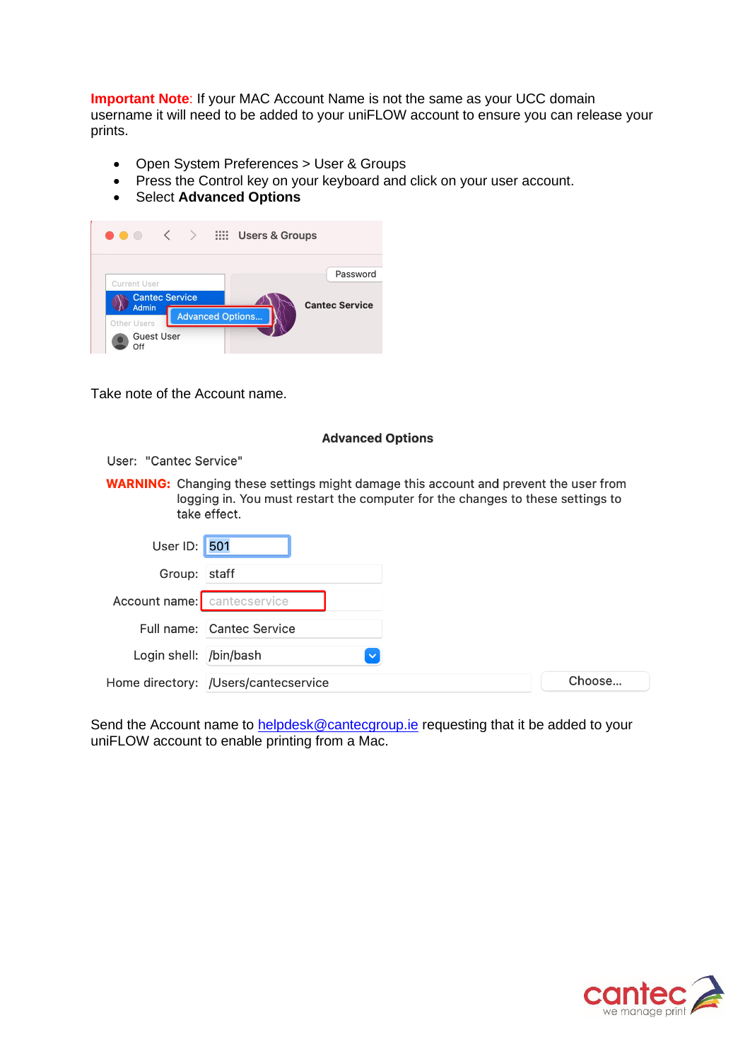**Important Note**: If your MAC Account Name is not the same as your UCC domain username it will need to be added to your uniFLOW account to ensure you can release your prints.

- Open System Preferences > User & Groups
- Press the Control key on your keyboard and click on your user account.
- Select **Advanced Options**

Take note of the Account name.

Send the Account name to helpdesk@cantecgroup.ie requesting that it be added to your uniFLOW account to enable printing from a Mac.